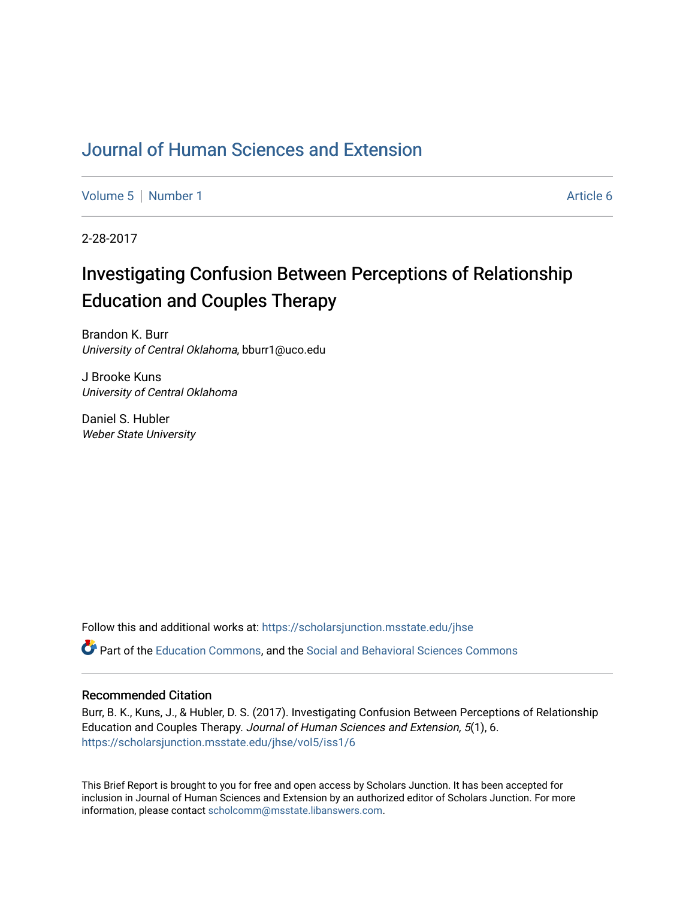# Journal of Human Sciences and Extension

Volume 5 | Number 1 Article 6

2-28-2017

## Investigating Confusion Between Perceptions of Relationship Education and Couples Therapy

Brandon K. Burr
*University of Central Oklahoma*, bburr1@uco.edu

J Brooke Kuns
*University of Central Oklahoma*

Daniel S. Hubler
*Weber State University*

Follow this and additional works at: https://scholarsjunction.msstate.edu/jhse

Part of the Education Commons, and the Social and Behavioral Sciences Commons

### Recommended Citation

Burr, B. K., Kuns, J., & Hubler, D. S. (2017). Investigating Confusion Between Perceptions of Relationship Education and Couples Therapy. *Journal of Human Sciences and Extension, 5*(1), 6. https://scholarsjunction.msstate.edu/jhse/vol5/iss1/6

This Brief Report is brought to you for free and open access by Scholars Junction. It has been accepted for inclusion in Journal of Human Sciences and Extension by an authorized editor of Scholars Junction. For more information, please contact scholcomm@msstate.libanswers.com.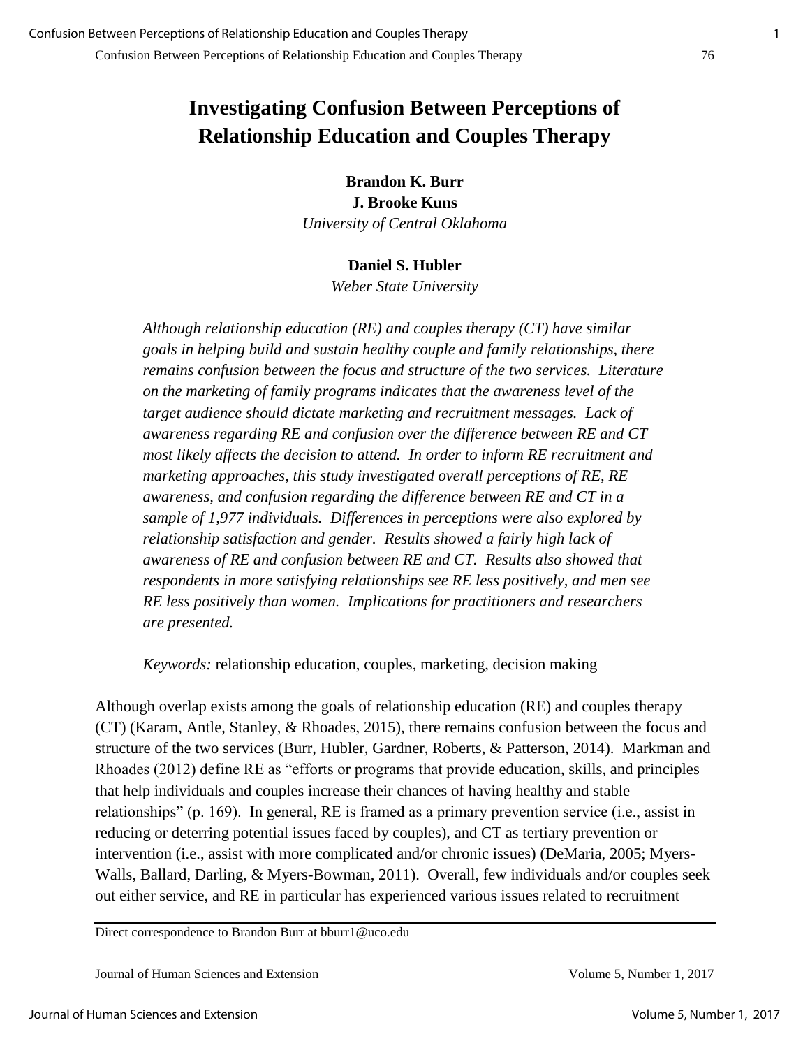# Investigating Confusion Between Perceptions of Relationship Education and Couples Therapy

**Brandon K. Burr**
**J. Brooke Kuns**
*University of Central Oklahoma*

**Daniel S. Hubler**
*Weber State University*

*Although relationship education (RE) and couples therapy (CT) have similar goals in helping build and sustain healthy couple and family relationships, there remains confusion between the focus and structure of the two services. Literature on the marketing of family programs indicates that the awareness level of the target audience should dictate marketing and recruitment messages. Lack of awareness regarding RE and confusion over the difference between RE and CT most likely affects the decision to attend. In order to inform RE recruitment and marketing approaches, this study investigated overall perceptions of RE, RE awareness, and confusion regarding the difference between RE and CT in a sample of 1,977 individuals. Differences in perceptions were also explored by relationship satisfaction and gender. Results showed a fairly high lack of awareness of RE and confusion between RE and CT. Results also showed that respondents in more satisfying relationships see RE less positively, and men see RE less positively than women. Implications for practitioners and researchers are presented.*

*Keywords:* relationship education, couples, marketing, decision making

Although overlap exists among the goals of relationship education (RE) and couples therapy (CT) (Karam, Antle, Stanley, & Rhoades, 2015), there remains confusion between the focus and structure of the two services (Burr, Hubler, Gardner, Roberts, & Patterson, 2014). Markman and Rhoades (2012) define RE as "efforts or programs that provide education, skills, and principles that help individuals and couples increase their chances of having healthy and stable relationships" (p. 169). In general, RE is framed as a primary prevention service (i.e., assist in reducing or deterring potential issues faced by couples), and CT as tertiary prevention or intervention (i.e., assist with more complicated and/or chronic issues) (DeMaria, 2005; Myers-Walls, Ballard, Darling, & Myers-Bowman, 2011). Overall, few individuals and/or couples seek out either service, and RE in particular has experienced various issues related to recruitment

Direct correspondence to Brandon Burr at bburr1@uco.edu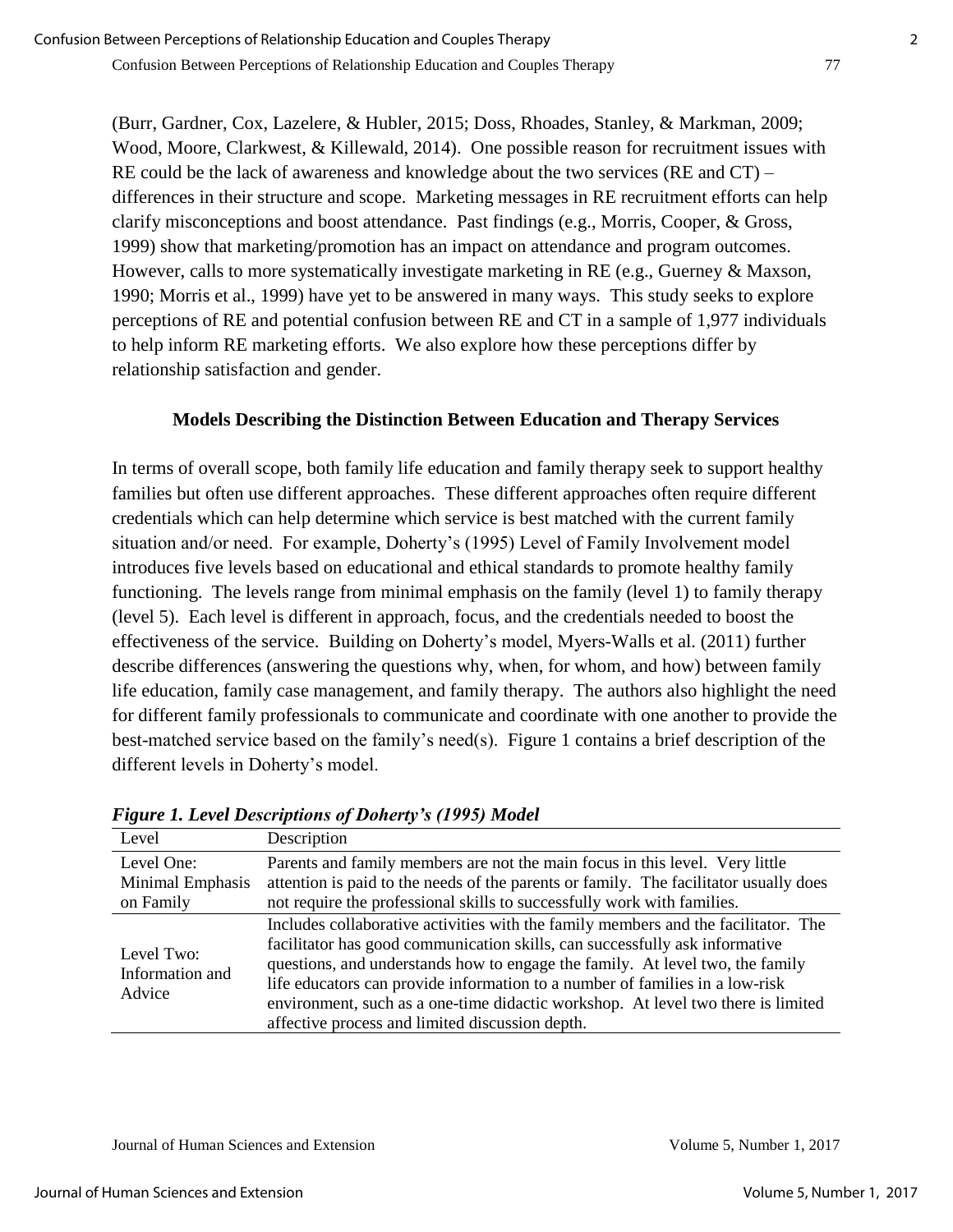(Burr, Gardner, Cox, Lazelere, & Hubler, 2015; Doss, Rhoades, Stanley, & Markman, 2009; Wood, Moore, Clarkwest, & Killewald, 2014). One possible reason for recruitment issues with RE could be the lack of awareness and knowledge about the two services (RE and CT) – differences in their structure and scope. Marketing messages in RE recruitment efforts can help clarify misconceptions and boost attendance. Past findings (e.g., Morris, Cooper, & Gross, 1999) show that marketing/promotion has an impact on attendance and program outcomes. However, calls to more systematically investigate marketing in RE (e.g., Guerney & Maxson, 1990; Morris et al., 1999) have yet to be answered in many ways. This study seeks to explore perceptions of RE and potential confusion between RE and CT in a sample of 1,977 individuals to help inform RE marketing efforts. We also explore how these perceptions differ by relationship satisfaction and gender.

## Models Describing the Distinction Between Education and Therapy Services

In terms of overall scope, both family life education and family therapy seek to support healthy families but often use different approaches. These different approaches often require different credentials which can help determine which service is best matched with the current family situation and/or need. For example, Doherty's (1995) Level of Family Involvement model introduces five levels based on educational and ethical standards to promote healthy family functioning. The levels range from minimal emphasis on the family (level 1) to family therapy (level 5). Each level is different in approach, focus, and the credentials needed to boost the effectiveness of the service. Building on Doherty's model, Myers-Walls et al. (2011) further describe differences (answering the questions why, when, for whom, and how) between family life education, family case management, and family therapy. The authors also highlight the need for different family professionals to communicate and coordinate with one another to provide the best-matched service based on the family's need(s). Figure 1 contains a brief description of the different levels in Doherty's model.

***Figure 1. Level Descriptions of Doherty's (1995) Model***

| Level | Description |
|---|---|
| Level One: Minimal Emphasis on Family | Parents and family members are not the main focus in this level. Very little attention is paid to the needs of the parents or family. The facilitator usually does not require the professional skills to successfully work with families. |
| Level Two: Information and Advice | Includes collaborative activities with the family members and the facilitator. The facilitator has good communication skills, can successfully ask informative questions, and understands how to engage the family. At level two, the family life educators can provide information to a number of families in a low-risk environment, such as a one-time didactic workshop. At level two there is limited affective process and limited discussion depth. |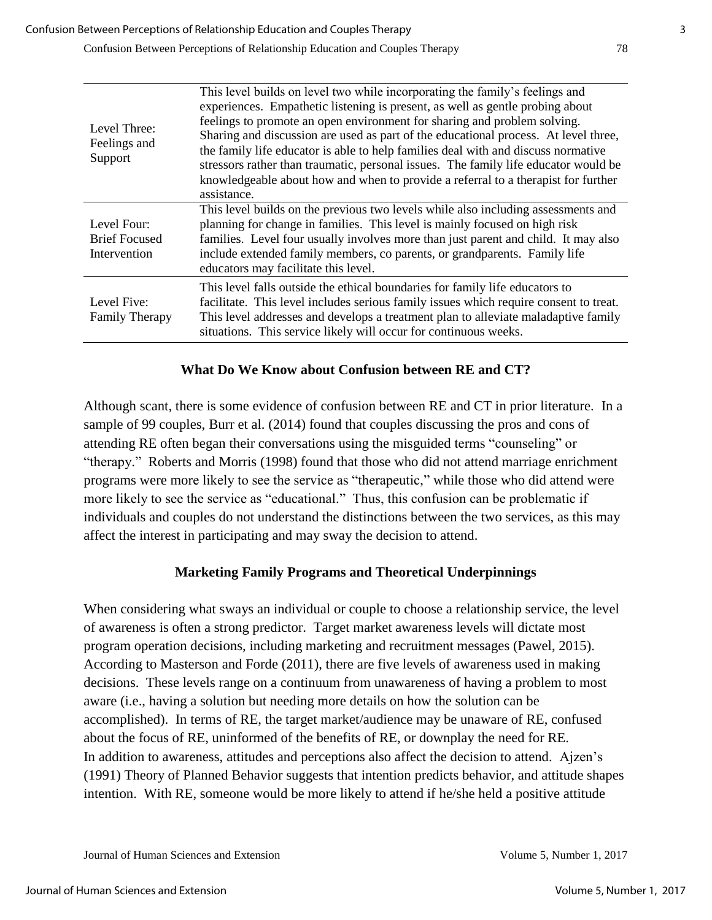| | |
|---|---|
| Level Three: Feelings and Support | This level builds on level two while incorporating the family's feelings and experiences. Empathetic listening is present, as well as gentle probing about feelings to promote an open environment for sharing and problem solving. Sharing and discussion are used as part of the educational process. At level three, the family life educator is able to help families deal with and discuss normative stressors rather than traumatic, personal issues. The family life educator would be knowledgeable about how and when to provide a referral to a therapist for further assistance. |
| Level Four: Brief Focused Intervention | This level builds on the previous two levels while also including assessments and planning for change in families. This level is mainly focused on high risk families. Level four usually involves more than just parent and child. It may also include extended family members, co parents, or grandparents. Family life educators may facilitate this level. |
| Level Five: Family Therapy | This level falls outside the ethical boundaries for family life educators to facilitate. This level includes serious family issues which require consent to treat. This level addresses and develops a treatment plan to alleviate maladaptive family situations. This service likely will occur for continuous weeks. |

## What Do We Know about Confusion between RE and CT?

Although scant, there is some evidence of confusion between RE and CT in prior literature. In a sample of 99 couples, Burr et al. (2014) found that couples discussing the pros and cons of attending RE often began their conversations using the misguided terms "counseling" or "therapy." Roberts and Morris (1998) found that those who did not attend marriage enrichment programs were more likely to see the service as "therapeutic," while those who did attend were more likely to see the service as "educational." Thus, this confusion can be problematic if individuals and couples do not understand the distinctions between the two services, as this may affect the interest in participating and may sway the decision to attend.

## Marketing Family Programs and Theoretical Underpinnings

When considering what sways an individual or couple to choose a relationship service, the level of awareness is often a strong predictor. Target market awareness levels will dictate most program operation decisions, including marketing and recruitment messages (Pawel, 2015). According to Masterson and Forde (2011), there are five levels of awareness used in making decisions. These levels range on a continuum from unawareness of having a problem to most aware (i.e., having a solution but needing more details on how the solution can be accomplished). In terms of RE, the target market/audience may be unaware of RE, confused about the focus of RE, uninformed of the benefits of RE, or downplay the need for RE.
In addition to awareness, attitudes and perceptions also affect the decision to attend. Ajzen's (1991) Theory of Planned Behavior suggests that intention predicts behavior, and attitude shapes intention. With RE, someone would be more likely to attend if he/she held a positive attitude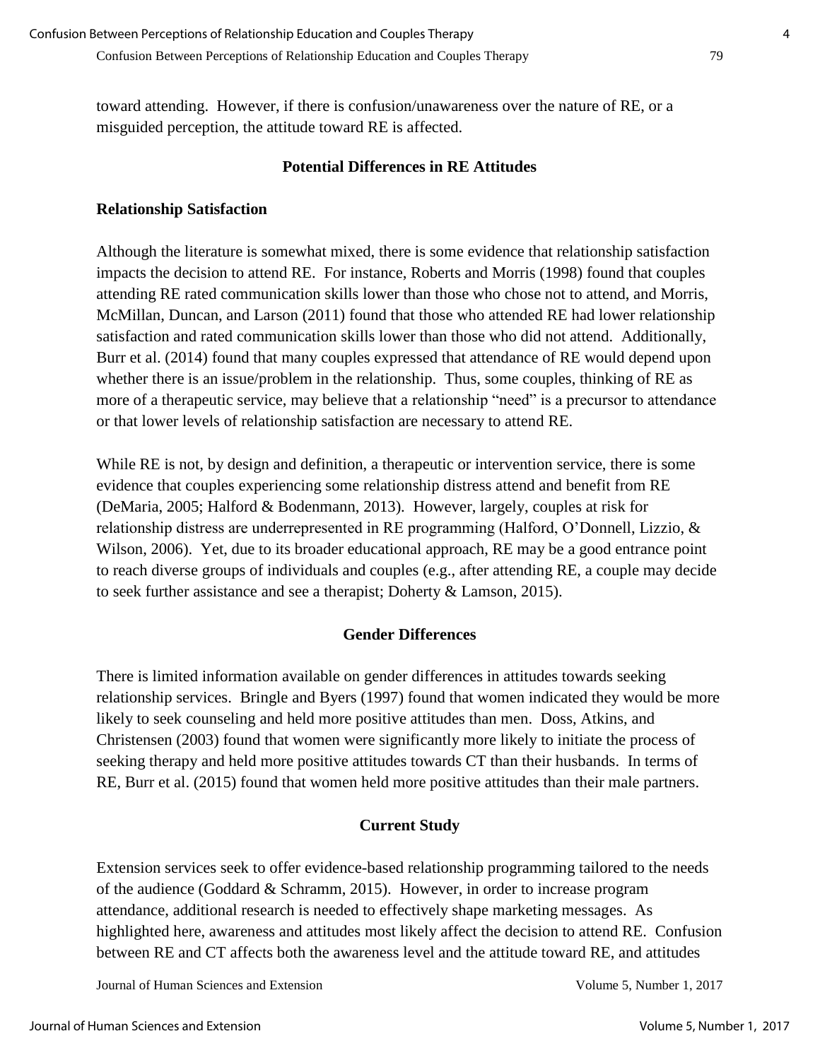toward attending. However, if there is confusion/unawareness over the nature of RE, or a misguided perception, the attitude toward RE is affected.

## Potential Differences in RE Attitudes

### Relationship Satisfaction

Although the literature is somewhat mixed, there is some evidence that relationship satisfaction impacts the decision to attend RE. For instance, Roberts and Morris (1998) found that couples attending RE rated communication skills lower than those who chose not to attend, and Morris, McMillan, Duncan, and Larson (2011) found that those who attended RE had lower relationship satisfaction and rated communication skills lower than those who did not attend. Additionally, Burr et al. (2014) found that many couples expressed that attendance of RE would depend upon whether there is an issue/problem in the relationship. Thus, some couples, thinking of RE as more of a therapeutic service, may believe that a relationship "need" is a precursor to attendance or that lower levels of relationship satisfaction are necessary to attend RE.

While RE is not, by design and definition, a therapeutic or intervention service, there is some evidence that couples experiencing some relationship distress attend and benefit from RE (DeMaria, 2005; Halford & Bodenmann, 2013). However, largely, couples at risk for relationship distress are underrepresented in RE programming (Halford, O'Donnell, Lizzio, & Wilson, 2006). Yet, due to its broader educational approach, RE may be a good entrance point to reach diverse groups of individuals and couples (e.g., after attending RE, a couple may decide to seek further assistance and see a therapist; Doherty & Lamson, 2015).

## Gender Differences

There is limited information available on gender differences in attitudes towards seeking relationship services. Bringle and Byers (1997) found that women indicated they would be more likely to seek counseling and held more positive attitudes than men. Doss, Atkins, and Christensen (2003) found that women were significantly more likely to initiate the process of seeking therapy and held more positive attitudes towards CT than their husbands. In terms of RE, Burr et al. (2015) found that women held more positive attitudes than their male partners.

## Current Study

Extension services seek to offer evidence-based relationship programming tailored to the needs of the audience (Goddard & Schramm, 2015). However, in order to increase program attendance, additional research is needed to effectively shape marketing messages. As highlighted here, awareness and attitudes most likely affect the decision to attend RE. Confusion between RE and CT affects both the awareness level and the attitude toward RE, and attitudes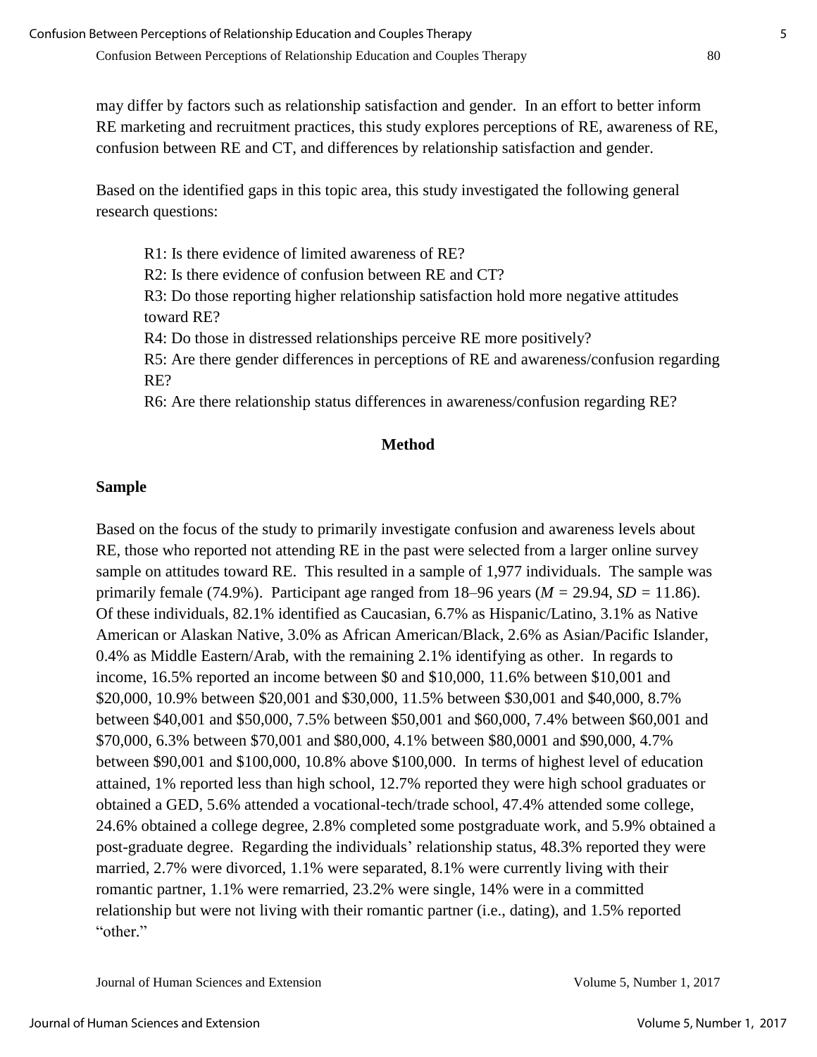may differ by factors such as relationship satisfaction and gender. In an effort to better inform RE marketing and recruitment practices, this study explores perceptions of RE, awareness of RE, confusion between RE and CT, and differences by relationship satisfaction and gender.

Based on the identified gaps in this topic area, this study investigated the following general research questions:

R1: Is there evidence of limited awareness of RE?
R2: Is there evidence of confusion between RE and CT?
R3: Do those reporting higher relationship satisfaction hold more negative attitudes toward RE?
R4: Do those in distressed relationships perceive RE more positively?
R5: Are there gender differences in perceptions of RE and awareness/confusion regarding RE?
R6: Are there relationship status differences in awareness/confusion regarding RE?

## Method

### Sample

Based on the focus of the study to primarily investigate confusion and awareness levels about RE, those who reported not attending RE in the past were selected from a larger online survey sample on attitudes toward RE. This resulted in a sample of 1,977 individuals. The sample was primarily female (74.9%). Participant age ranged from 18–96 years ($M = 29.94$, $SD = 11.86$). Of these individuals, 82.1% identified as Caucasian, 6.7% as Hispanic/Latino, 3.1% as Native American or Alaskan Native, 3.0% as African American/Black, 2.6% as Asian/Pacific Islander, 0.4% as Middle Eastern/Arab, with the remaining 2.1% identifying as other. In regards to income, 16.5% reported an income between \$0 and \$10,000, 11.6% between \$10,001 and \$20,000, 10.9% between \$20,001 and \$30,000, 11.5% between \$30,001 and \$40,000, 8.7% between \$40,001 and \$50,000, 7.5% between \$50,001 and \$60,000, 7.4% between \$60,001 and \$70,000, 6.3% between \$70,001 and \$80,000, 4.1% between \$80,0001 and \$90,000, 4.7% between \$90,001 and \$100,000, 10.8% above \$100,000. In terms of highest level of education attained, 1% reported less than high school, 12.7% reported they were high school graduates or obtained a GED, 5.6% attended a vocational-tech/trade school, 47.4% attended some college, 24.6% obtained a college degree, 2.8% completed some postgraduate work, and 5.9% obtained a post-graduate degree. Regarding the individuals' relationship status, 48.3% reported they were married, 2.7% were divorced, 1.1% were separated, 8.1% were currently living with their romantic partner, 1.1% were remarried, 23.2% were single, 14% were in a committed relationship but were not living with their romantic partner (i.e., dating), and 1.5% reported "other."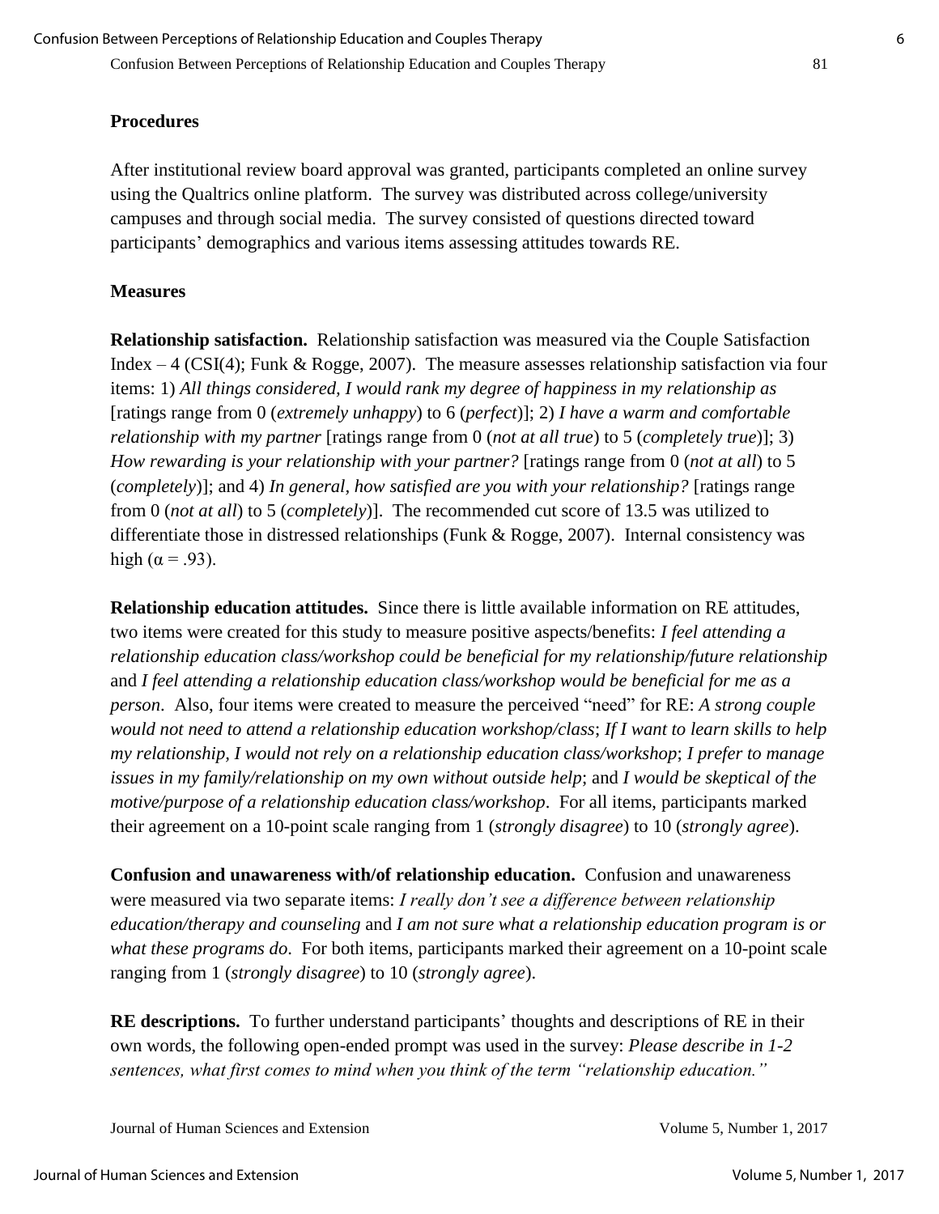### Procedures

After institutional review board approval was granted, participants completed an online survey using the Qualtrics online platform. The survey was distributed across college/university campuses and through social media. The survey consisted of questions directed toward participants' demographics and various items assessing attitudes towards RE.

### Measures

**Relationship satisfaction.** Relationship satisfaction was measured via the Couple Satisfaction Index – 4 (CSI(4); Funk & Rogge, 2007). The measure assesses relationship satisfaction via four items: 1) *All things considered, I would rank my degree of happiness in my relationship as* [ratings range from 0 (*extremely unhappy*) to 6 (*perfect*)]; 2) *I have a warm and comfortable relationship with my partner* [ratings range from 0 (*not at all true*) to 5 (*completely true*)]; 3) *How rewarding is your relationship with your partner?* [ratings range from 0 (*not at all*) to 5 (*completely*)]; and 4) *In general, how satisfied are you with your relationship?* [ratings range from 0 (*not at all*) to 5 (*completely*)]. The recommended cut score of 13.5 was utilized to differentiate those in distressed relationships (Funk & Rogge, 2007). Internal consistency was high ($\alpha = .93$).

**Relationship education attitudes.** Since there is little available information on RE attitudes, two items were created for this study to measure positive aspects/benefits: *I feel attending a relationship education class/workshop could be beneficial for my relationship/future relationship* and *I feel attending a relationship education class/workshop would be beneficial for me as a person*. Also, four items were created to measure the perceived "need" for RE: *A strong couple would not need to attend a relationship education workshop/class*; *If I want to learn skills to help my relationship, I would not rely on a relationship education class/workshop*; *I prefer to manage issues in my family/relationship on my own without outside help*; and *I would be skeptical of the motive/purpose of a relationship education class/workshop*. For all items, participants marked their agreement on a 10-point scale ranging from 1 (*strongly disagree*) to 10 (*strongly agree*).

**Confusion and unawareness with/of relationship education.** Confusion and unawareness were measured via two separate items: *I really don't see a difference between relationship education/therapy and counseling* and *I am not sure what a relationship education program is or what these programs do*. For both items, participants marked their agreement on a 10-point scale ranging from 1 (*strongly disagree*) to 10 (*strongly agree*).

**RE descriptions.** To further understand participants' thoughts and descriptions of RE in their own words, the following open-ended prompt was used in the survey: *Please describe in 1-2 sentences, what first comes to mind when you think of the term "relationship education."*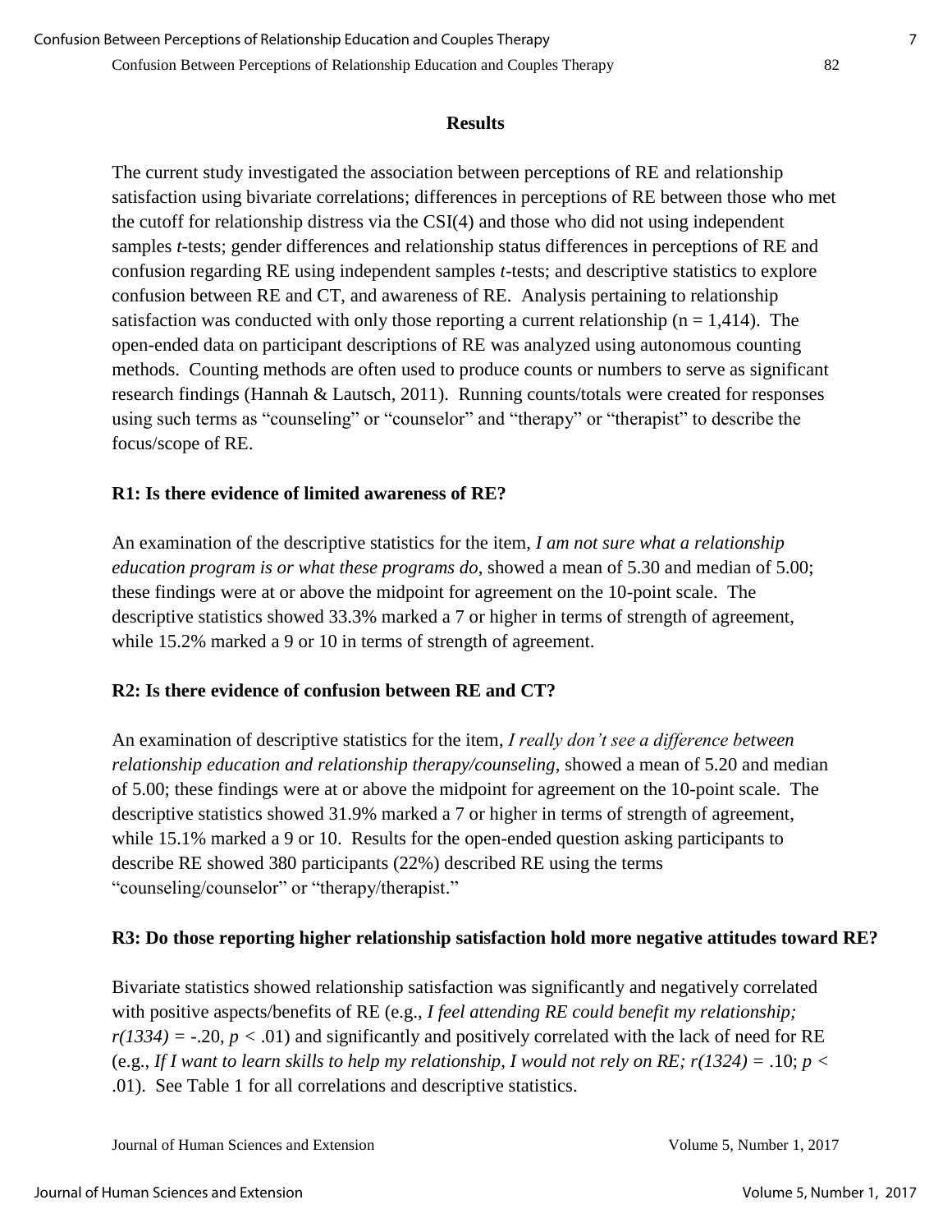## Results

The current study investigated the association between perceptions of RE and relationship satisfaction using bivariate correlations; differences in perceptions of RE between those who met the cutoff for relationship distress via the CSI(4) and those who did not using independent samples *t*-tests; gender differences and relationship status differences in perceptions of RE and confusion regarding RE using independent samples *t*-tests; and descriptive statistics to explore confusion between RE and CT, and awareness of RE. Analysis pertaining to relationship satisfaction was conducted with only those reporting a current relationship ($n = 1,414$). The open-ended data on participant descriptions of RE was analyzed using autonomous counting methods. Counting methods are often used to produce counts or numbers to serve as significant research findings (Hannah & Lautsch, 2011). Running counts/totals were created for responses using such terms as "counseling" or "counselor" and "therapy" or "therapist" to describe the focus/scope of RE.

### R1: Is there evidence of limited awareness of RE?

An examination of the descriptive statistics for the item, *I am not sure what a relationship education program is or what these programs do*, showed a mean of 5.30 and median of 5.00; these findings were at or above the midpoint for agreement on the 10-point scale. The descriptive statistics showed 33.3% marked a 7 or higher in terms of strength of agreement, while 15.2% marked a 9 or 10 in terms of strength of agreement.

### R2: Is there evidence of confusion between RE and CT?

An examination of descriptive statistics for the item, *I really don't see a difference between relationship education and relationship therapy/counseling*, showed a mean of 5.20 and median of 5.00; these findings were at or above the midpoint for agreement on the 10-point scale. The descriptive statistics showed 31.9% marked a 7 or higher in terms of strength of agreement, while 15.1% marked a 9 or 10. Results for the open-ended question asking participants to describe RE showed 380 participants (22%) described RE using the terms "counseling/counselor" or "therapy/therapist."

### R3: Do those reporting higher relationship satisfaction hold more negative attitudes toward RE?

Bivariate statistics showed relationship satisfaction was significantly and negatively correlated with positive aspects/benefits of RE (e.g., *I feel attending RE could benefit my relationship;* $r(1334) = -.20$, $p < .01$) and significantly and positively correlated with the lack of need for RE (e.g., *If I want to learn skills to help my relationship, I would not rely on RE;* $r(1324) = .10$; $p < .01$). See Table 1 for all correlations and descriptive statistics.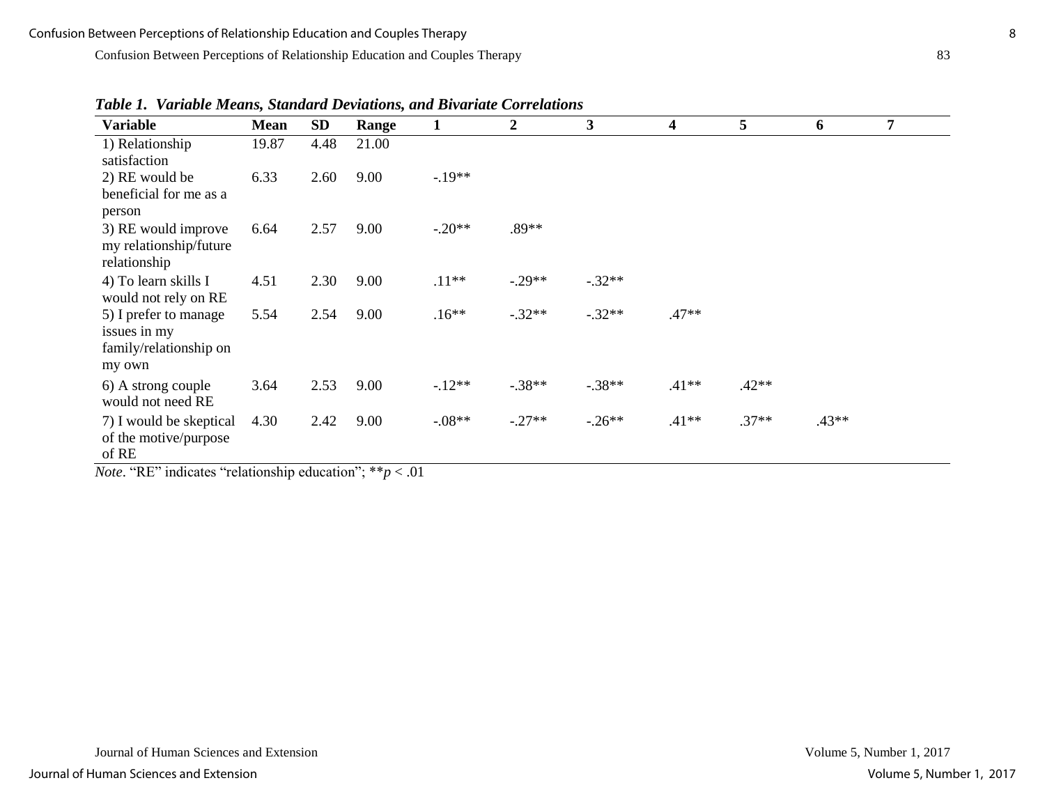*Table 1. Variable Means, Standard Deviations, and Bivariate Correlations*

| Variable | Mean | SD | Range | 1 | 2 | 3 | 4 | 5 | 6 | 7 |
|---|---|---|---|---|---|---|---|---|---|---|
| 1) Relationship satisfaction | 19.87 | 4.48 | 21.00 | | | | | | | |
| 2) RE would be beneficial for me as a person | 6.33 | 2.60 | 9.00 | -.19** | | | | | | |
| 3) RE would improve my relationship/future relationship | 6.64 | 2.57 | 9.00 | -.20** | .89** | | | | | |
| 4) To learn skills I would not rely on RE | 4.51 | 2.30 | 9.00 | .11** | -.29** | -.32** | | | | |
| 5) I prefer to manage issues in my family/relationship on my own | 5.54 | 2.54 | 9.00 | .16** | -.32** | -.32** | .47** | | | |
| 6) A strong couple would not need RE | 3.64 | 2.53 | 9.00 | -.12** | -.38** | -.38** | .41** | .42** | | |
| 7) I would be skeptical of the motive/purpose of RE | 4.30 | 2.42 | 9.00 | -.08** | -.27** | -.26** | .41** | .37** | .43** | |

*Note*. "RE" indicates "relationship education"; $^{**}p < .01$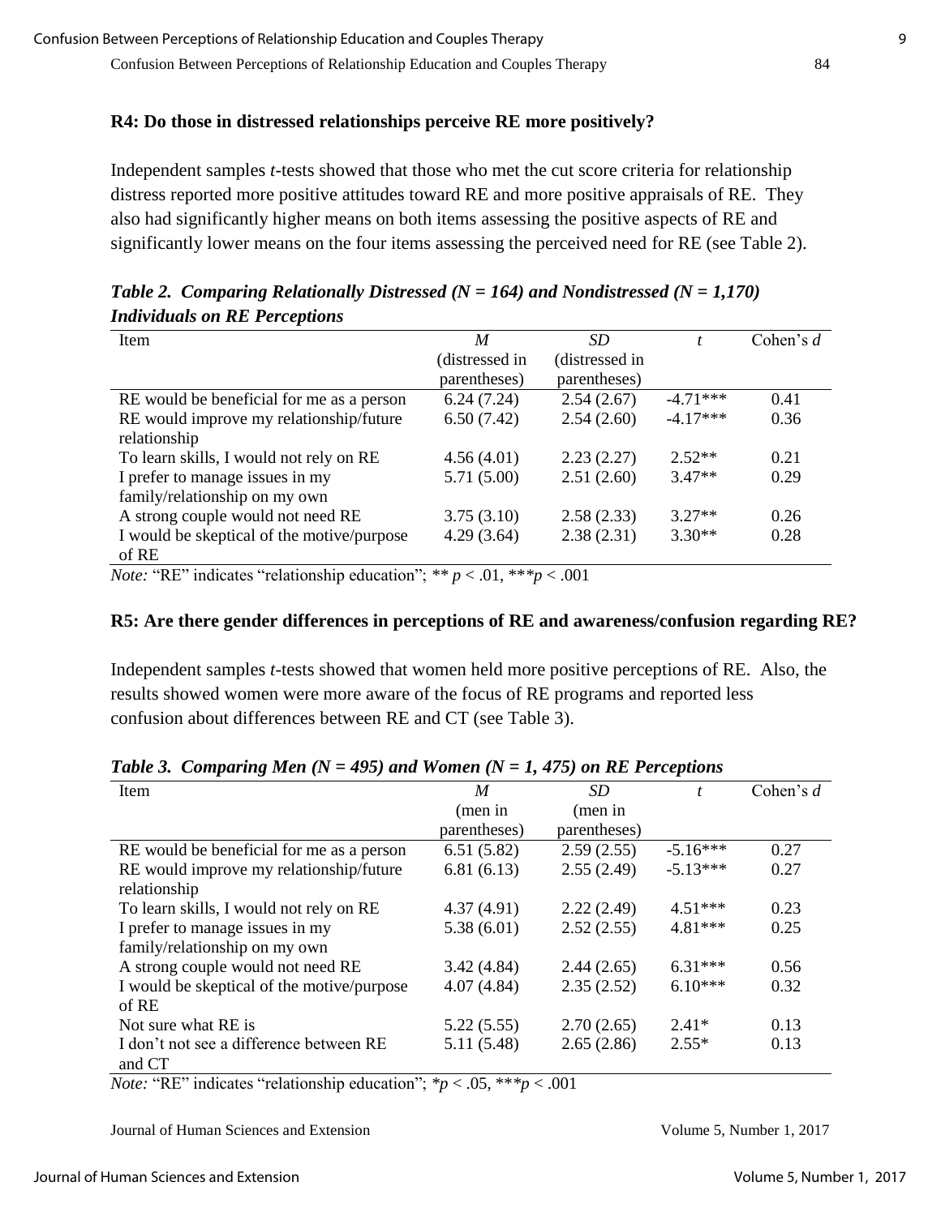**R4: Do those in distressed relationships perceive RE more positively?**

Independent samples *t*-tests showed that those who met the cut score criteria for relationship distress reported more positive attitudes toward RE and more positive appraisals of RE. They also had significantly higher means on both items assessing the positive aspects of RE and significantly lower means on the four items assessing the perceived need for RE (see Table 2).

***Table 2. Comparing Relationally Distressed (N = 164) and Nondistressed (N = 1,170) Individuals on RE Perceptions***

| Item | *M* (distressed in parentheses) | *SD* (distressed in parentheses) | *t* | Cohen's *d* |
|---|---|---|---|---|
| RE would be beneficial for me as a person | 6.24 (7.24) | 2.54 (2.67) | -4.71*** | 0.41 |
| RE would improve my relationship/future relationship | 6.50 (7.42) | 2.54 (2.60) | -4.17*** | 0.36 |
| To learn skills, I would not rely on RE | 4.56 (4.01) | 2.23 (2.27) | 2.52** | 0.21 |
| I prefer to manage issues in my family/relationship on my own | 5.71 (5.00) | 2.51 (2.60) | 3.47** | 0.29 |
| A strong couple would not need RE | 3.75 (3.10) | 2.58 (2.33) | 3.27** | 0.26 |
| I would be skeptical of the motive/purpose of RE | 4.29 (3.64) | 2.38 (2.31) | 3.30** | 0.28 |

*Note:* "RE" indicates "relationship education"; ** $p < .01$, *** $p < .001$

**R5: Are there gender differences in perceptions of RE and awareness/confusion regarding RE?**

Independent samples *t*-tests showed that women held more positive perceptions of RE. Also, the results showed women were more aware of the focus of RE programs and reported less confusion about differences between RE and CT (see Table 3).

***Table 3. Comparing Men (N = 495) and Women (N = 1, 475) on RE Perceptions***

| Item | *M* (men in parentheses) | *SD* (men in parentheses) | *t* | Cohen's *d* |
|---|---|---|---|---|
| RE would be beneficial for me as a person | 6.51 (5.82) | 2.59 (2.55) | -5.16*** | 0.27 |
| RE would improve my relationship/future relationship | 6.81 (6.13) | 2.55 (2.49) | -5.13*** | 0.27 |
| To learn skills, I would not rely on RE | 4.37 (4.91) | 2.22 (2.49) | 4.51*** | 0.23 |
| I prefer to manage issues in my family/relationship on my own | 5.38 (6.01) | 2.52 (2.55) | 4.81*** | 0.25 |
| A strong couple would not need RE | 3.42 (4.84) | 2.44 (2.65) | 6.31*** | 0.56 |
| I would be skeptical of the motive/purpose of RE | 4.07 (4.84) | 2.35 (2.52) | 6.10*** | 0.32 |
| Not sure what RE is | 5.22 (5.55) | 2.70 (2.65) | 2.41* | 0.13 |
| I don't not see a difference between RE and CT | 5.11 (5.48) | 2.65 (2.86) | 2.55* | 0.13 |

*Note:* "RE" indicates "relationship education"; * $p < .05$, *** $p < .001$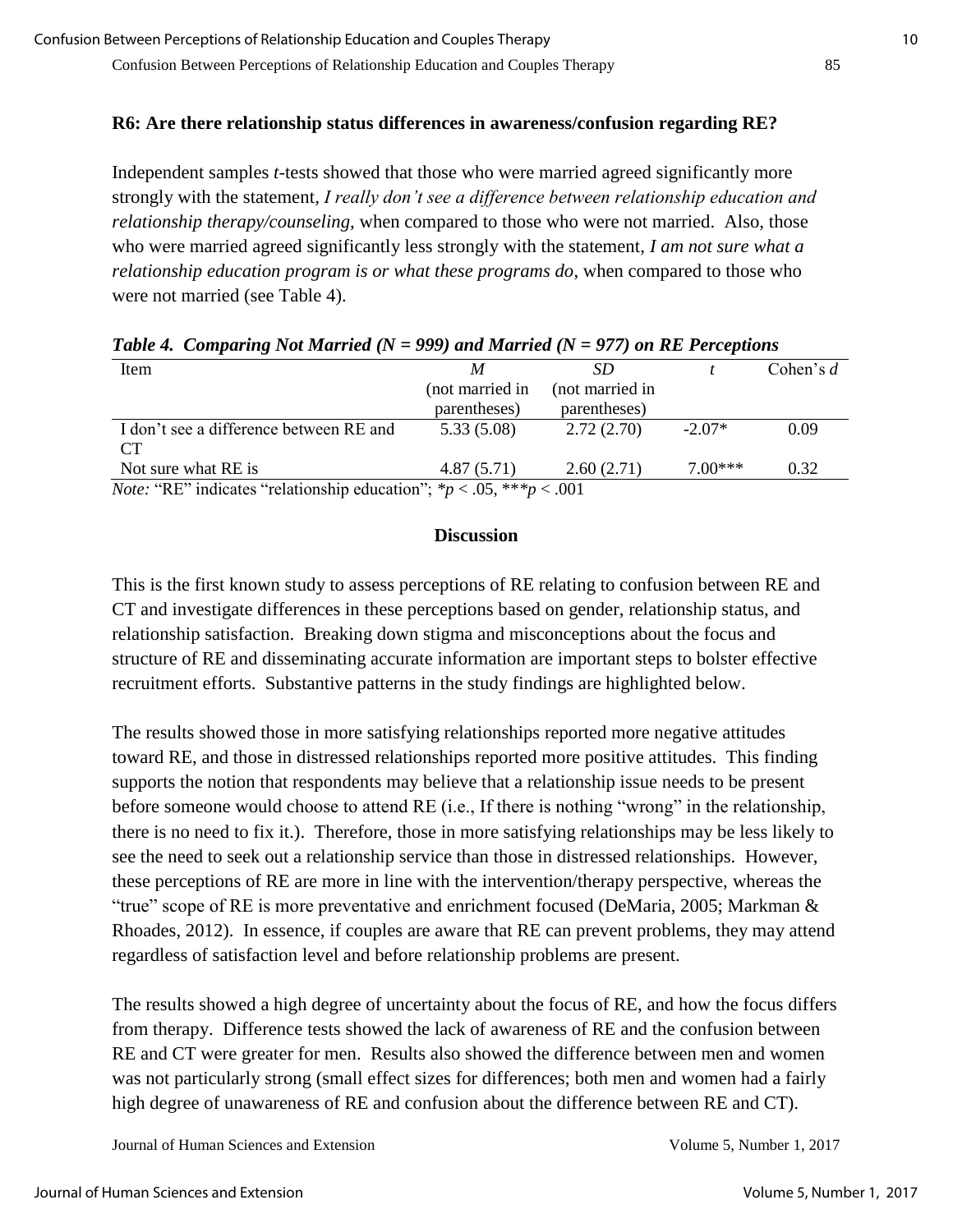**R6: Are there relationship status differences in awareness/confusion regarding RE?**

Independent samples *t*-tests showed that those who were married agreed significantly more strongly with the statement, *I really don't see a difference between relationship education and relationship therapy/counseling*, when compared to those who were not married. Also, those who were married agreed significantly less strongly with the statement, *I am not sure what a relationship education program is or what these programs do*, when compared to those who were not married (see Table 4).

***Table 4. Comparing Not Married ($N = 999$) and Married ($N = 977$) on RE Perceptions***

| Item | *M* (not married in parentheses) | *SD* (not married in parentheses) | *t* | Cohen's *d* |
|---|---|---|---|---|
| I don't see a difference between RE and CT | 5.33 (5.08) | 2.72 (2.70) | -2.07* | 0.09 |
| Not sure what RE is | 4.87 (5.71) | 2.60 (2.71) | 7.00*** | 0.32 |

*Note:* "RE" indicates "relationship education"; $*p < .05$, $***p < .001$

## Discussion

This is the first known study to assess perceptions of RE relating to confusion between RE and CT and investigate differences in these perceptions based on gender, relationship status, and relationship satisfaction. Breaking down stigma and misconceptions about the focus and structure of RE and disseminating accurate information are important steps to bolster effective recruitment efforts. Substantive patterns in the study findings are highlighted below.

The results showed those in more satisfying relationships reported more negative attitudes toward RE, and those in distressed relationships reported more positive attitudes. This finding supports the notion that respondents may believe that a relationship issue needs to be present before someone would choose to attend RE (i.e., If there is nothing "wrong" in the relationship, there is no need to fix it.). Therefore, those in more satisfying relationships may be less likely to see the need to seek out a relationship service than those in distressed relationships. However, these perceptions of RE are more in line with the intervention/therapy perspective, whereas the "true" scope of RE is more preventative and enrichment focused (DeMaria, 2005; Markman & Rhoades, 2012). In essence, if couples are aware that RE can prevent problems, they may attend regardless of satisfaction level and before relationship problems are present.

The results showed a high degree of uncertainty about the focus of RE, and how the focus differs from therapy. Difference tests showed the lack of awareness of RE and the confusion between RE and CT were greater for men. Results also showed the difference between men and women was not particularly strong (small effect sizes for differences; both men and women had a fairly high degree of unawareness of RE and confusion about the difference between RE and CT).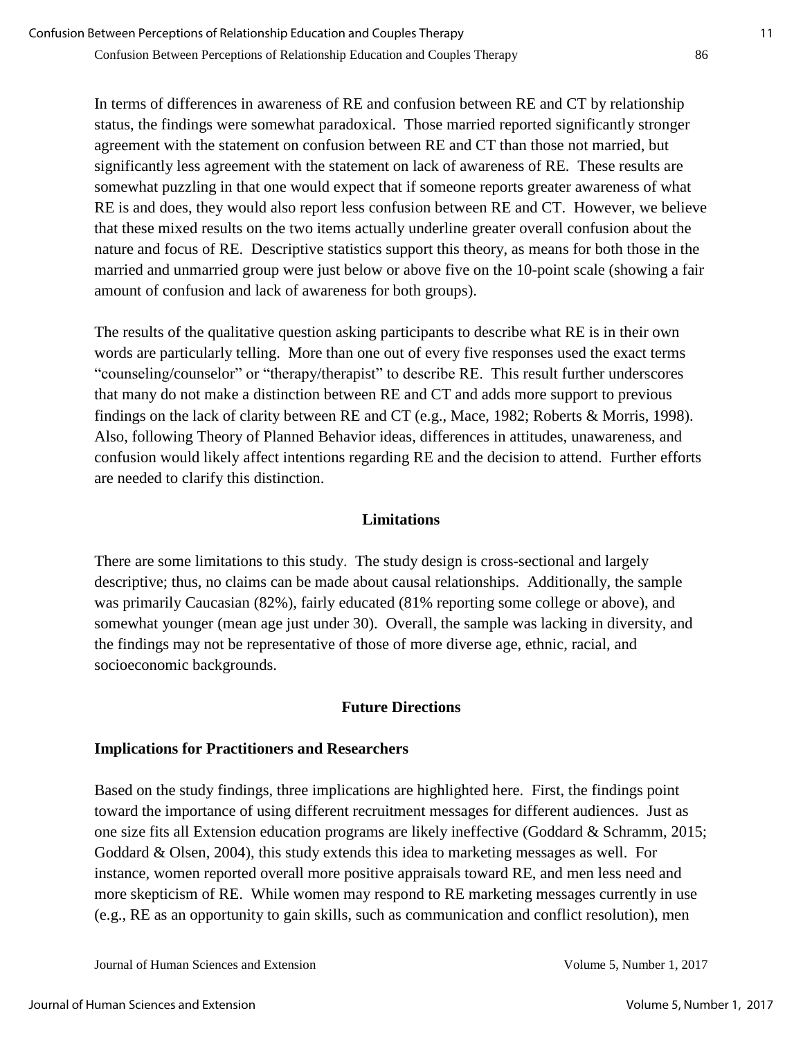In terms of differences in awareness of RE and confusion between RE and CT by relationship status, the findings were somewhat paradoxical. Those married reported significantly stronger agreement with the statement on confusion between RE and CT than those not married, but significantly less agreement with the statement on lack of awareness of RE. These results are somewhat puzzling in that one would expect that if someone reports greater awareness of what RE is and does, they would also report less confusion between RE and CT. However, we believe that these mixed results on the two items actually underline greater overall confusion about the nature and focus of RE. Descriptive statistics support this theory, as means for both those in the married and unmarried group were just below or above five on the 10-point scale (showing a fair amount of confusion and lack of awareness for both groups).

The results of the qualitative question asking participants to describe what RE is in their own words are particularly telling. More than one out of every five responses used the exact terms "counseling/counselor" or "therapy/therapist" to describe RE. This result further underscores that many do not make a distinction between RE and CT and adds more support to previous findings on the lack of clarity between RE and CT (e.g., Mace, 1982; Roberts & Morris, 1998). Also, following Theory of Planned Behavior ideas, differences in attitudes, unawareness, and confusion would likely affect intentions regarding RE and the decision to attend. Further efforts are needed to clarify this distinction.

## Limitations

There are some limitations to this study. The study design is cross-sectional and largely descriptive; thus, no claims can be made about causal relationships. Additionally, the sample was primarily Caucasian (82%), fairly educated (81% reporting some college or above), and somewhat younger (mean age just under 30). Overall, the sample was lacking in diversity, and the findings may not be representative of those of more diverse age, ethnic, racial, and socioeconomic backgrounds.

## Future Directions

### Implications for Practitioners and Researchers

Based on the study findings, three implications are highlighted here. First, the findings point toward the importance of using different recruitment messages for different audiences. Just as one size fits all Extension education programs are likely ineffective (Goddard & Schramm, 2015; Goddard & Olsen, 2004), this study extends this idea to marketing messages as well. For instance, women reported overall more positive appraisals toward RE, and men less need and more skepticism of RE. While women may respond to RE marketing messages currently in use (e.g., RE as an opportunity to gain skills, such as communication and conflict resolution), men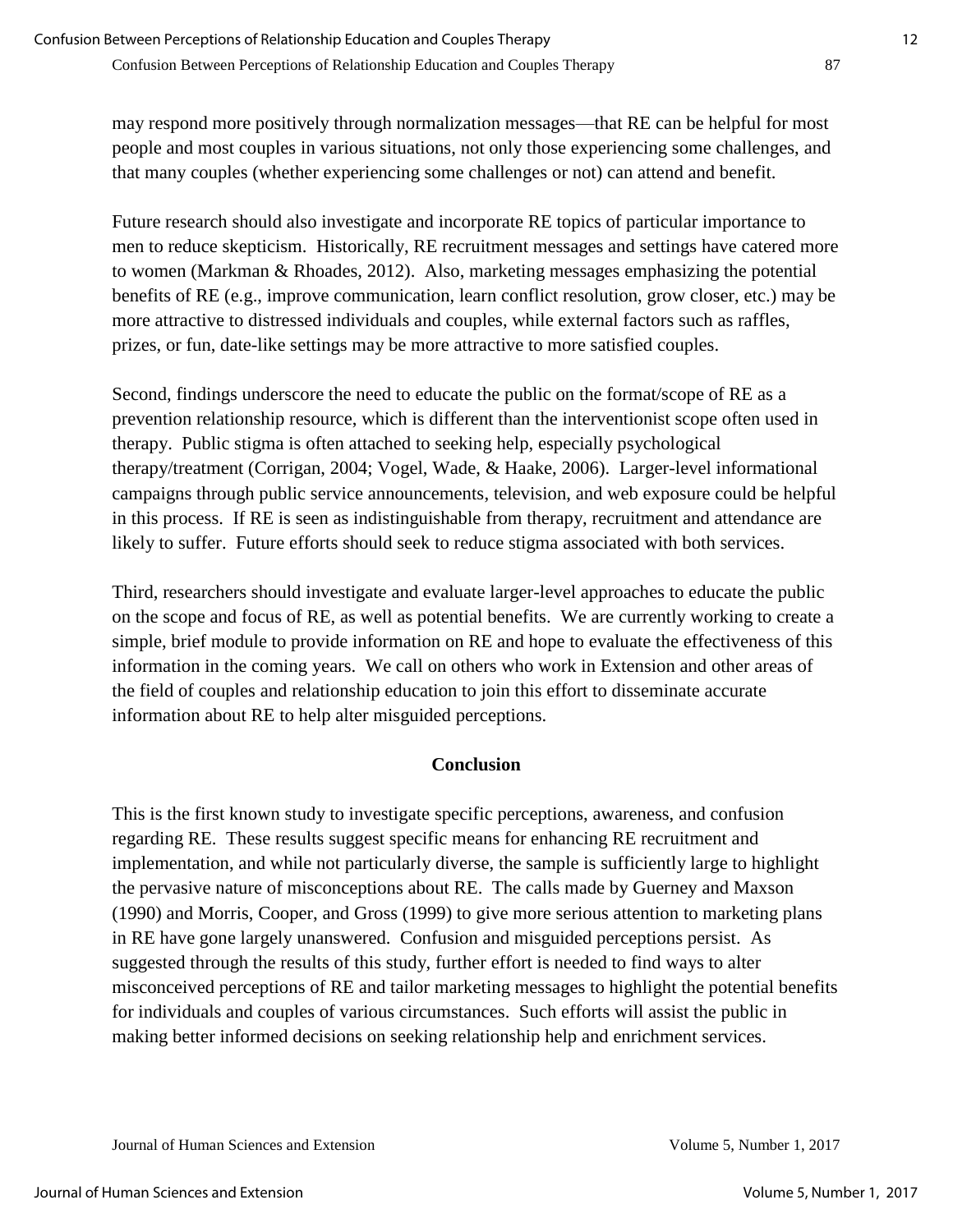may respond more positively through normalization messages—that RE can be helpful for most people and most couples in various situations, not only those experiencing some challenges, and that many couples (whether experiencing some challenges or not) can attend and benefit.

Future research should also investigate and incorporate RE topics of particular importance to men to reduce skepticism. Historically, RE recruitment messages and settings have catered more to women (Markman & Rhoades, 2012). Also, marketing messages emphasizing the potential benefits of RE (e.g., improve communication, learn conflict resolution, grow closer, etc.) may be more attractive to distressed individuals and couples, while external factors such as raffles, prizes, or fun, date-like settings may be more attractive to more satisfied couples.

Second, findings underscore the need to educate the public on the format/scope of RE as a prevention relationship resource, which is different than the interventionist scope often used in therapy. Public stigma is often attached to seeking help, especially psychological therapy/treatment (Corrigan, 2004; Vogel, Wade, & Haake, 2006). Larger-level informational campaigns through public service announcements, television, and web exposure could be helpful in this process. If RE is seen as indistinguishable from therapy, recruitment and attendance are likely to suffer. Future efforts should seek to reduce stigma associated with both services.

Third, researchers should investigate and evaluate larger-level approaches to educate the public on the scope and focus of RE, as well as potential benefits. We are currently working to create a simple, brief module to provide information on RE and hope to evaluate the effectiveness of this information in the coming years. We call on others who work in Extension and other areas of the field of couples and relationship education to join this effort to disseminate accurate information about RE to help alter misguided perceptions.

## Conclusion

This is the first known study to investigate specific perceptions, awareness, and confusion regarding RE. These results suggest specific means for enhancing RE recruitment and implementation, and while not particularly diverse, the sample is sufficiently large to highlight the pervasive nature of misconceptions about RE. The calls made by Guerney and Maxson (1990) and Morris, Cooper, and Gross (1999) to give more serious attention to marketing plans in RE have gone largely unanswered. Confusion and misguided perceptions persist. As suggested through the results of this study, further effort is needed to find ways to alter misconceived perceptions of RE and tailor marketing messages to highlight the potential benefits for individuals and couples of various circumstances. Such efforts will assist the public in making better informed decisions on seeking relationship help and enrichment services.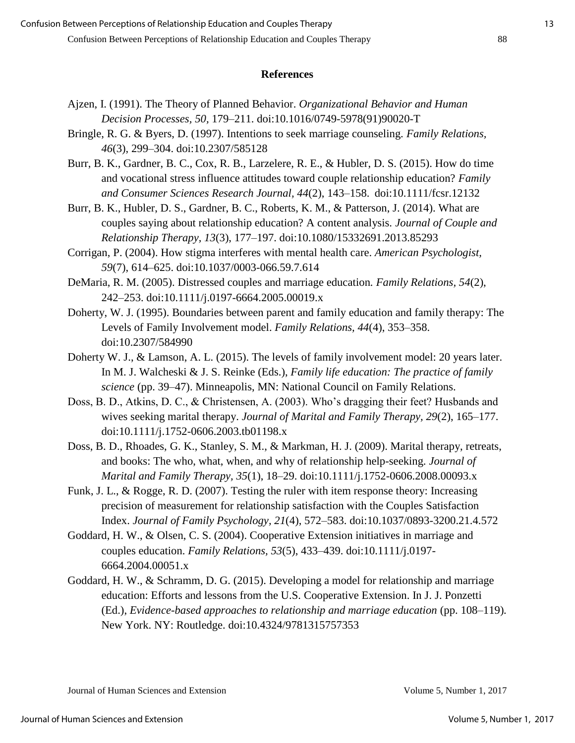## References

Ajzen, I. (1991). The Theory of Planned Behavior. *Organizational Behavior and Human Decision Processes*, *50*, 179–211. doi:10.1016/0749-5978(91)90020-T

Bringle, R. G. & Byers, D. (1997). Intentions to seek marriage counseling. *Family Relations, 46*(3), 299–304. doi:10.2307/585128

Burr, B. K., Gardner, B. C., Cox, R. B., Larzelere, R. E., & Hubler, D. S. (2015). How do time and vocational stress influence attitudes toward couple relationship education? *Family and Consumer Sciences Research Journal, 44*(2), 143–158. doi:10.1111/fcsr.12132

Burr, B. K., Hubler, D. S., Gardner, B. C., Roberts, K. M., & Patterson, J. (2014). What are couples saying about relationship education? A content analysis. *Journal of Couple and Relationship Therapy, 13*(3), 177–197. doi:10.1080/15332691.2013.85293

Corrigan, P. (2004). How stigma interferes with mental health care. *American Psychologist, 59*(7), 614–625. doi:10.1037/0003-066.59.7.614

DeMaria, R. M. (2005). Distressed couples and marriage education. *Family Relations, 54*(2), 242–253. doi:10.1111/j.0197-6664.2005.00019.x

Doherty, W. J. (1995). Boundaries between parent and family education and family therapy: The Levels of Family Involvement model. *Family Relations, 44*(4), 353–358. doi:10.2307/584990

Doherty W. J., & Lamson, A. L. (2015). The levels of family involvement model: 20 years later. In M. J. Walcheski & J. S. Reinke (Eds.), *Family life education: The practice of family science* (pp. 39–47). Minneapolis, MN: National Council on Family Relations.

Doss, B. D., Atkins, D. C., & Christensen, A. (2003). Who's dragging their feet? Husbands and wives seeking marital therapy. *Journal of Marital and Family Therapy, 29*(2), 165–177. doi:10.1111/j.1752-0606.2003.tb01198.x

Doss, B. D., Rhoades, G. K., Stanley, S. M., & Markman, H. J. (2009). Marital therapy, retreats, and books: The who, what, when, and why of relationship help-seeking. *Journal of Marital and Family Therapy, 35*(1), 18–29. doi:10.1111/j.1752-0606.2008.00093.x

Funk, J. L., & Rogge, R. D. (2007). Testing the ruler with item response theory: Increasing precision of measurement for relationship satisfaction with the Couples Satisfaction Index. *Journal of Family Psychology, 21*(4), 572–583. doi:10.1037/0893-3200.21.4.572

Goddard, H. W., & Olsen, C. S. (2004). Cooperative Extension initiatives in marriage and couples education. *Family Relations, 53*(5), 433–439. doi:10.1111/j.0197-6664.2004.00051.x

Goddard, H. W., & Schramm, D. G. (2015). Developing a model for relationship and marriage education: Efforts and lessons from the U.S. Cooperative Extension. In J. J. Ponzetti (Ed.), *Evidence-based approaches to relationship and marriage education* (pp. 108–119). New York. NY: Routledge. doi:10.4324/9781315757353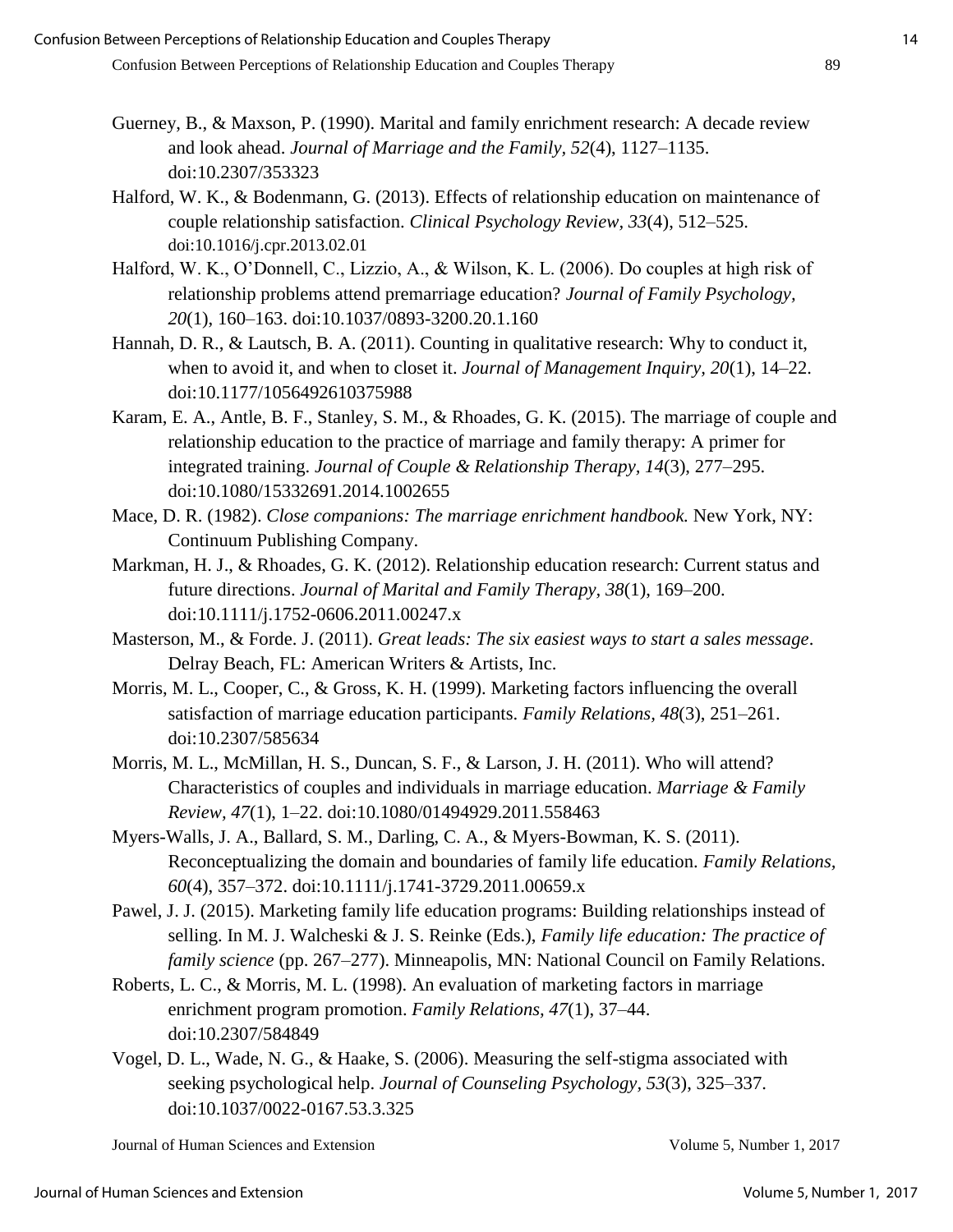Guerney, B., & Maxson, P. (1990). Marital and family enrichment research: A decade review and look ahead. *Journal of Marriage and the Family, 52*(4), 1127–1135. doi:10.2307/353323

Halford, W. K., & Bodenmann, G. (2013). Effects of relationship education on maintenance of couple relationship satisfaction. *Clinical Psychology Review, 33*(4), 512–525. doi:10.1016/j.cpr.2013.02.01

Halford, W. K., O'Donnell, C., Lizzio, A., & Wilson, K. L. (2006). Do couples at high risk of relationship problems attend premarriage education? *Journal of Family Psychology, 20*(1), 160–163. doi:10.1037/0893-3200.20.1.160

Hannah, D. R., & Lautsch, B. A. (2011). Counting in qualitative research: Why to conduct it, when to avoid it, and when to closet it. *Journal of Management Inquiry, 20*(1), 14–22. doi:10.1177/1056492610375988

Karam, E. A., Antle, B. F., Stanley, S. M., & Rhoades, G. K. (2015). The marriage of couple and relationship education to the practice of marriage and family therapy: A primer for integrated training. *Journal of Couple & Relationship Therapy, 14*(3), 277–295. doi:10.1080/15332691.2014.1002655

Mace, D. R. (1982). *Close companions: The marriage enrichment handbook.* New York, NY: Continuum Publishing Company.

Markman, H. J., & Rhoades, G. K. (2012). Relationship education research: Current status and future directions. *Journal of Marital and Family Therapy, 38*(1), 169–200. doi:10.1111/j.1752-0606.2011.00247.x

Masterson, M., & Forde. J. (2011). *Great leads: The six easiest ways to start a sales message*. Delray Beach, FL: American Writers & Artists, Inc.

Morris, M. L., Cooper, C., & Gross, K. H. (1999). Marketing factors influencing the overall satisfaction of marriage education participants. *Family Relations, 48*(3), 251–261. doi:10.2307/585634

Morris, M. L., McMillan, H. S., Duncan, S. F., & Larson, J. H. (2011). Who will attend? Characteristics of couples and individuals in marriage education. *Marriage & Family Review, 47*(1), 1–22. doi:10.1080/01494929.2011.558463

Myers-Walls, J. A., Ballard, S. M., Darling, C. A., & Myers-Bowman, K. S. (2011). Reconceptualizing the domain and boundaries of family life education. *Family Relations, 60*(4), 357–372. doi:10.1111/j.1741-3729.2011.00659.x

Pawel, J. J. (2015). Marketing family life education programs: Building relationships instead of selling. In M. J. Walcheski & J. S. Reinke (Eds.), *Family life education: The practice of family science* (pp. 267–277). Minneapolis, MN: National Council on Family Relations.

Roberts, L. C., & Morris, M. L. (1998). An evaluation of marketing factors in marriage enrichment program promotion. *Family Relations, 47*(1), 37–44. doi:10.2307/584849

Vogel, D. L., Wade, N. G., & Haake, S. (2006). Measuring the self-stigma associated with seeking psychological help. *Journal of Counseling Psychology, 53*(3), 325–337. doi:10.1037/0022-0167.53.3.325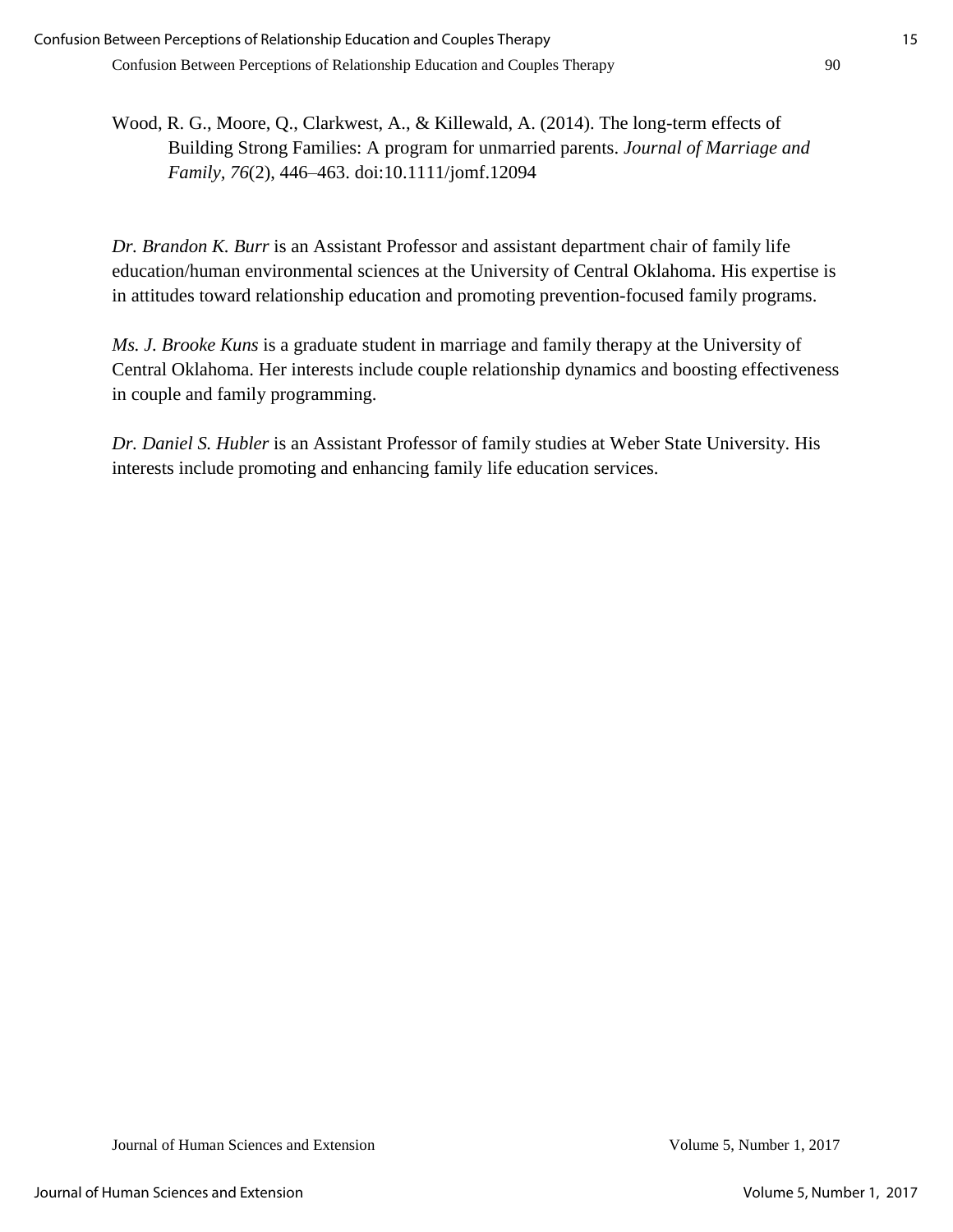Wood, R. G., Moore, Q., Clarkwest, A., & Killewald, A. (2014). The long-term effects of Building Strong Families: A program for unmarried parents. *Journal of Marriage and Family, 76*(2), 446–463. doi:10.1111/jomf.12094

*Dr. Brandon K. Burr* is an Assistant Professor and assistant department chair of family life education/human environmental sciences at the University of Central Oklahoma. His expertise is in attitudes toward relationship education and promoting prevention-focused family programs.

*Ms. J. Brooke Kuns* is a graduate student in marriage and family therapy at the University of Central Oklahoma. Her interests include couple relationship dynamics and boosting effectiveness in couple and family programming.

*Dr. Daniel S. Hubler* is an Assistant Professor of family studies at Weber State University. His interests include promoting and enhancing family life education services.